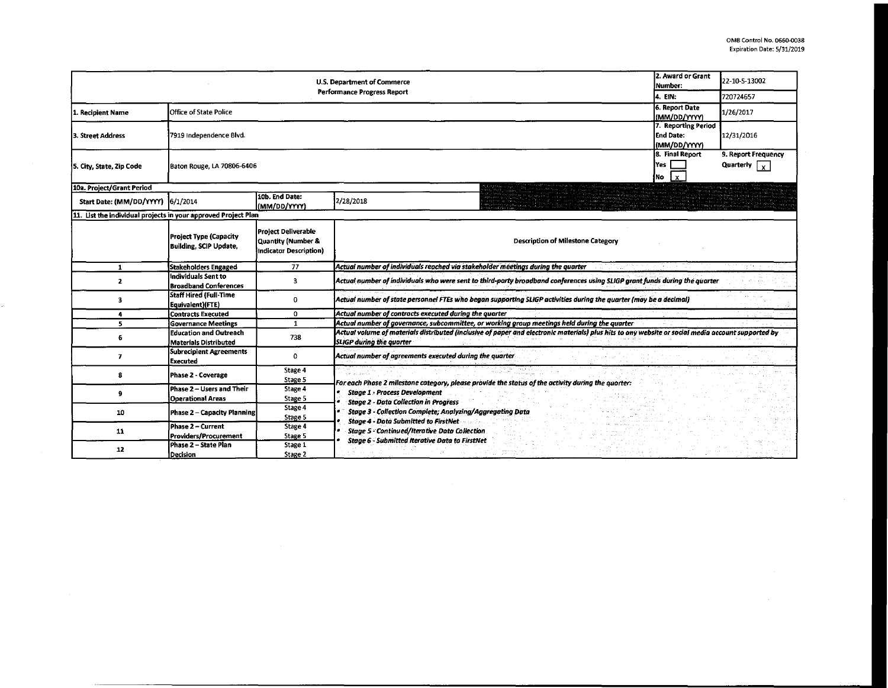OMB Control No. 0660-0038
Expiration Date: 5/31/2019

| U.S. Department of Commerce<br>Performance Progress Report | | | | 2. Award or Grant Number: | 22-10-S-13002 |
|---|---|---|---|---|---|
| | | | | 4. EIN: | 720724657 |
| 1. Recipient Name | Office of State Police | | | 6. Report Date (MM/DD/YYYY) | 1/26/2017 |
| 3. Street Address | 7919 Independence Blvd. | | | 7. Reporting Period End Date: (MM/DD/YYYY) | 12/31/2016 |
| 5. City, State, Zip Code | Baton Rouge, LA 70806-6406 | | | 8. Final Report<br>Yes [ ]<br>No [x] | 9. Report Frequency<br>Quarterly [x] |
| 10a. Project/Grant Period | | | | | |
| Start Date: (MM/DD/YYYY) | 6/1/2014 | 10b. End Date: (MM/DD/YYYY) | 2/28/2018 | | |

**11. List the individual projects in your approved Project Plan**

| | Project Type (Capacity Building, SCIP Update, | Project Deliverable Quantity (Number & Indicator Description) | Description of Milestone Category |
|---|---|---|---|
| 1 | Stakeholders Engaged | 77 | *Actual number of individuals reached via stakeholder meetings during the quarter* |
| 2 | Individuals Sent to Broadband Conferences | 3 | *Actual number of individuals who were sent to third-party broadband conferences using SLIGP grant funds during the quarter* |
| 3 | Staff Hired (Full-Time Equivalent)(FTE) | 0 | *Actual number of state personnel FTEs who began supporting SLIGP activities during the quarter (may be a decimal)* |
| 4 | Contracts Executed | 0 | *Actual number of contracts executed during the quarter* |
| 5 | Governance Meetings | 1 | *Actual number of governance, subcommittee, or working group meetings held during the quarter* |
| 6 | Education and Outreach Materials Distributed | 738 | *Actual volume of materials distributed (inclusive of paper and electronic materials) plus hits to any website or social media account supported by SLIGP during the quarter* |
| 7 | Subrecipient Agreements Executed | 0 | *Actual number of agreements executed during the quarter* |
| 8 | Phase 2 - Coverage | Stage 4<br>Stage 5 | *For each Phase 2 milestone category, please provide the status of the activity during the quarter:*<br>• ***Stage 1 - Process Development***<br>• ***Stage 2 - Data Collection in Progress***<br>• ***Stage 3 - Collection Complete; Analyzing/Aggregating Data***<br>• ***Stage 4 - Data Submitted to FirstNet***<br>• ***Stage 5 - Continued/Iterative Data Collection***<br>• ***Stage 6 - Submitted Iterative Data to FirstNet*** |
| 9 | Phase 2 – Users and Their Operational Areas | Stage 4<br>Stage 5 | |
| 10 | Phase 2 – Capacity Planning | Stage 4<br>Stage 5 | |
| 11 | Phase 2 – Current Providers/Procurement | Stage 4<br>Stage 5 | |
| 12 | Phase 2 – State Plan Decision | Stage 1<br>Stage 2 | |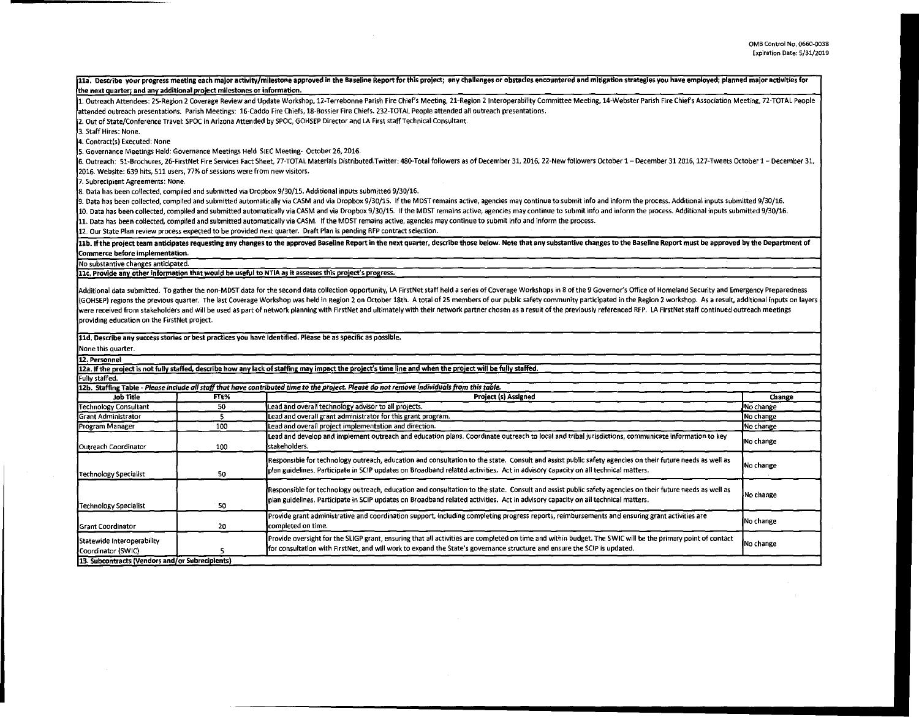OMB Control No. 0660-0038
Expiration Date: 5/31/2019

**11a. Describe your progress meeting each major activity/milestone approved in the Baseline Report for this project; any challenges or obstacles encountered and mitigation strategies you have employed; planned major activities for the next quarter; and any additional project milestones or information.**

1. Outreach Attendees: 25-Region 2 Coverage Review and Update Workshop, 12-Terrebonne Parish Fire Chief's Meeting, 21-Region 2 Interoperability Committee Meeting, 14-Webster Parish Fire Chief's Association Meeting, 72-TOTAL People attended outreach presentations. Parish Meetings: 16-Caddo Fire Chiefs, 18-Bossier Fire Chiefs. 232-TOTAL People attended all outreach presentations.
2. Out of State/Conference Travel: SPOC in Arizona Attended by SPOC, GOHSEP Director and LA First staff Technical Consultant.
3. Staff Hires: None.
4. Contract(s) Executed: None
5. Governance Meetings Held: Governance Meetings Held SIEC Meeting- October 26, 2016.
6. Outreach: 51-Brochures, 26-FirstNet Fire Services Fact Sheet, 77-TOTAL Materials Distributed.Twitter: 480-Total followers as of December 31, 2016, 22-New followers October 1 – December 31 2016, 127-Tweets October 1 – December 31, 2016. Website: 639 hits, 511 users, 77% of sessions were from new visitors.
7. Subrecipient Agreements: None.
8. Data has been collected, compiled and submitted via Dropbox 9/30/15. Additional inputs submitted 9/30/16.
9. Data has been collected, compiled and submitted automatically via CASM and via Dropbox 9/30/15. If the MDST remains active, agencies may continue to submit info and inform the process. Additional inputs submitted 9/30/16.
10. Data has been collected, compiled and submitted automatically via CASM and via Dropbox 9/30/15. If the MDST remains active, agencies may continue to submit info and inform the process. Additional inputs submitted 9/30/16.
11. Data has been collected, compiled and submitted automatically via CASM. If the MDST remains active, agencies may continue to submit info and inform the process.
12. Our State Plan review process expected to be provided next quarter. Draft Plan is pending RFP contract selection.

**11b. If the project team anticipates requesting any changes to the approved Baseline Report in the next quarter, describe those below. Note that any substantive changes to the Baseline Report must be approved by the Department of Commerce before implementation.**

No substantive changes anticipated.

**11c. Provide any other information that would be useful to NTIA as it assesses this project's progress.**

Additional data submitted. To gather the non-MDST data for the second data collection opportunity, LA FirstNet staff held a series of Coverage Workshops in 8 of the 9 Governor's Office of Homeland Security and Emergency Preparedness (GOHSEP) regions the previous quarter. The last Coverage Workshop was held in Region 2 on October 18th. A total of 25 members of our public safety community participated in the Region 2 workshop. As a result, additional inputs on layers were received from stakeholders and will be used as part of network planning with FirstNet and ultimately with their network partner chosen as a result of the previously referenced RFP. LA FirstNet staff continued outreach meetings providing education on the FirstNet project.

**11d. Describe any success stories or best practices you have identified. Please be as specific as possible.**

None this quarter.

**12. Personnel**

**12a. If the project is not fully staffed, describe how any lack of staffing may impact the project's time line and when the project will be fully staffed.**

Fully staffed.

**12b. Staffing Table** - *Please include all staff that have contributed time to the project. Please do not remove individuals from this table.*

| Job Title | FTE% | Project (s) Assigned | Change |
|---|---|---|---|
| Technology Consultant | 50 | Lead and overall technology advisor to all projects. | No change |
| Grant Administrator | 5 | Lead and overall grant administrator for this grant program. | No change |
| Program Manager | 100 | Lead and overall project implementation and direction. | No change |
| Outreach Coordinator | 100 | Lead and develop and implement outreach and education plans. Coordinate outreach to local and tribal jurisdictions, communicate information to key stakeholders. | No change |
| Technology Specialist | 50 | Responsible for technology outreach, education and consultation to the state. Consult and assist public safety agencies on their future needs as well as plan guidelines. Participate in SCIP updates on Broadband related activities. Act in advisory capacity on all technical matters. | No change |
| Technology Specialist | 50 | Responsible for technology outreach, education and consultation to the state. Consult and assist public safety agencies on their future needs as well as plan guidelines. Participate in SCIP updates on Broadband related activities. Act in advisory capacity on all technical matters. | No change |
| Grant Coordinator | 20 | Provide grant administrative and coordination support, including completing progress reports, reimbursements and ensuring grant activities are completed on time. | No change |
| Statewide Interoperability Coordinator (SWIC) | 5 | Provide oversight for the SLIGP grant, ensuring that all activities are completed on time and within budget. The SWIC will be the primary point of contact for consultation with FirstNet, and will work to expand the State's governance structure and ensure the SCIP is updated. | No change |

**13. Subcontracts (Vendors and/or Subrecipients)**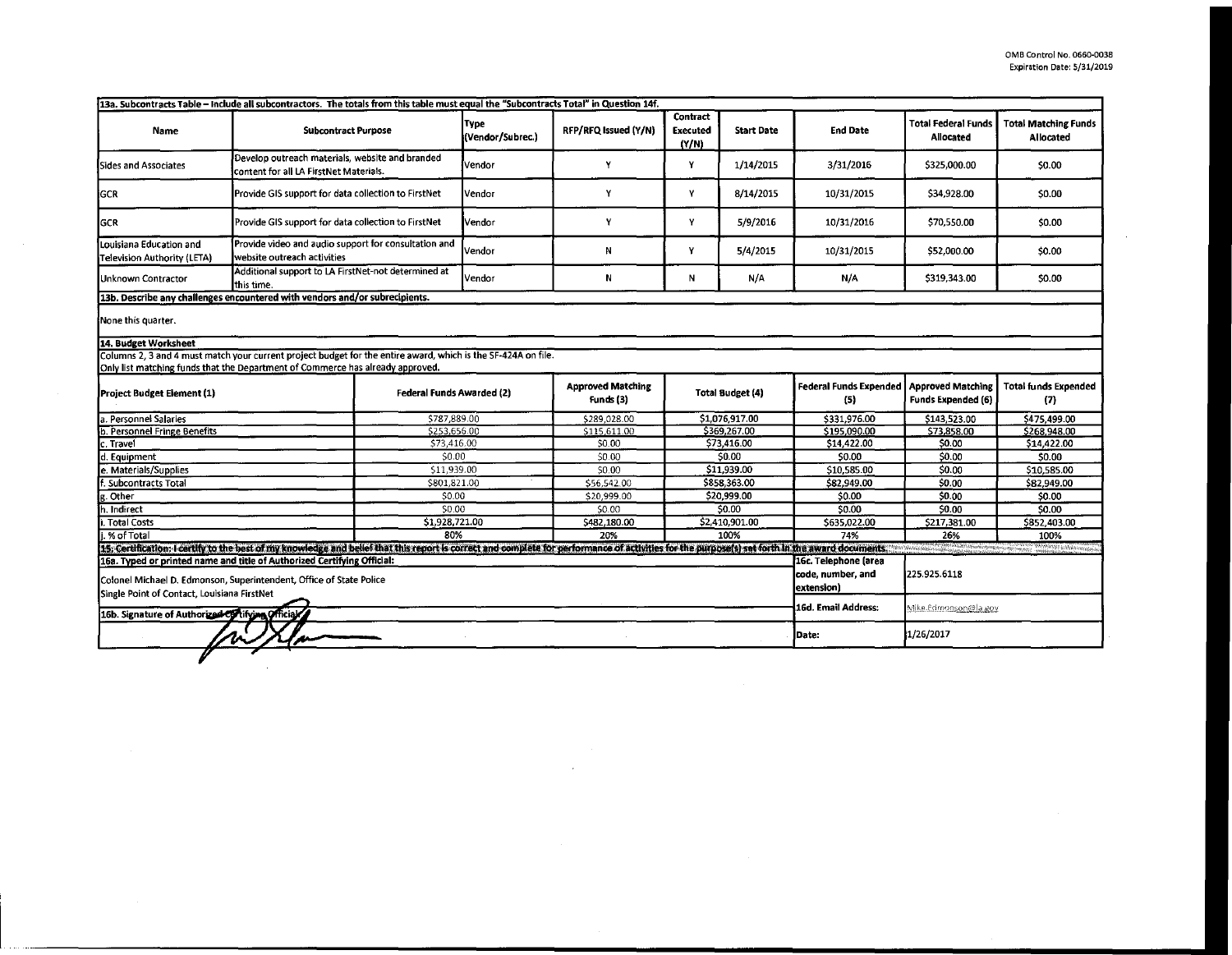OMB Control No. 0660-0038
Expiration Date: 5/31/2019

**13a. Subcontracts Table – Include all subcontractors. The totals from this table must equal the "Subcontracts Total" in Question 14f.**

| Name | Subcontract Purpose | Type (Vendor/Subrec.) | RFP/RFQ Issued (Y/N) | Contract Executed (Y/N) | Start Date | End Date | Total Federal Funds Allocated | Total Matching Funds Allocated |
|---|---|---|---|---|---|---|---|---|
| Sides and Associates | Develop outreach materials, website and branded content for all LA FirstNet Materials. | Vendor | Y | Y | 1/14/2015 | 3/31/2016 | $325,000.00 | $0.00 |
| GCR | Provide GIS support for data collection to FirstNet | Vendor | Y | Y | 8/14/2015 | 10/31/2015 | $34,928.00 | $0.00 |
| GCR | Provide GIS support for data collection to FirstNet | Vendor | Y | Y | 5/9/2016 | 10/31/2016 | $70,550.00 | $0.00 |
| Louisiana Education and Television Authority (LETA) | Provide video and audio support for consultation and website outreach activities | Vendor | N | Y | 5/4/2015 | 10/31/2015 | $52,000.00 | $0.00 |
| Unknown Contractor | Additional support to LA FirstNet-not determined at this time. | Vendor | N | N | N/A | N/A | $319,343.00 | $0.00 |

**13b. Describe any challenges encountered with vendors and/or subrecipients.**

None this quarter.

**14. Budget Worksheet**

Columns 2, 3 and 4 must match your current project budget for the entire award, which is the SF-424A on file.
Only list matching funds that the Department of Commerce has already approved.

| Project Budget Element (1) | Federal Funds Awarded (2) | Approved Matching Funds (3) | Total Budget (4) | Federal Funds Expended (5) | Approved Matching Funds Expended (6) | Total funds Expended (7) |
|---|---|---|---|---|---|---|
| a. Personnel Salaries | $787,889.00 | $289,028.00 | $1,076,917.00 | $331,976.00 | $143,523.00 | $475,499.00 |
| b. Personnel Fringe Benefits | $253,656.00 | $115,611.00 | $369,267.00 | $195,090.00 | $73,858.00 | $268,948.00 |
| c. Travel | $73,416.00 | $0.00 | $73,416.00 | $14,422.00 | $0.00 | $14,422.00 |
| d. Equipment | $0.00 | $0.00 | $0.00 | $0.00 | $0.00 | $0.00 |
| e. Materials/Supplies | $11,939.00 | $0.00 | $11,939.00 | $10,585.00 | $0.00 | $10,585.00 |
| f. Subcontracts Total | $801,821.00 | $56,542.00 | $858,363.00 | $82,949.00 | $0.00 | $82,949.00 |
| g. Other | $0.00 | $20,999.00 | $20,999.00 | $0.00 | $0.00 | $0.00 |
| h. Indirect | $0.00 | $0.00 | $0.00 | $0.00 | $0.00 | $0.00 |
| i. Total Costs | $1,928,721.00 | $482,180.00 | $2,410,901.00 | $635,022.00 | $217,381.00 | $852,403.00 |
| j. % of Total | 80% | 20% | 100% | 74% | 26% | 100% |

**15. Certification: I certify to the best of my knowledge and belief that this report is correct and complete for performance of activities for the purpose(s) set forth in the award documents.**

| | | |
|---|---|---|
| **16a. Typed or printed name and title of Authorized Certifying Official:** Colonel Michael D. Edmonson, Superintendent, Office of State Police Single Point of Contact, Louisiana FirstNet | **16c. Telephone (area code, number, and extension)** | 225.925.6118 |
| **16b. Signature of Authorized Certifying Official:** | **16d. Email Address:** | Mike.Edmonson@la.gov |
| | **Date:** | 1/26/2017 |